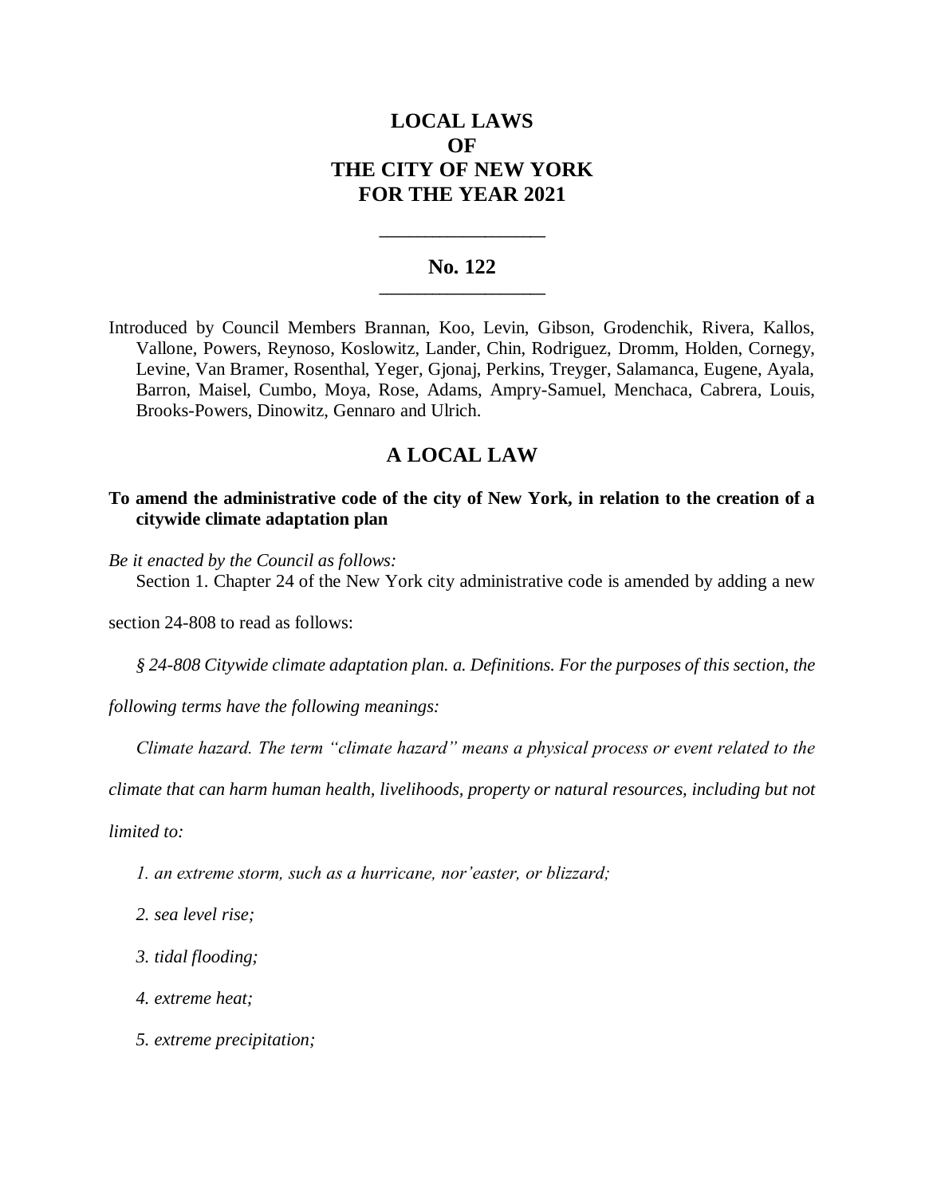# LOCAL LAWS OF THE CITY OF NEW YORK FOR THE YEAR 2021

---

## No. 122

---

Introduced by Council Members Brannan, Koo, Levin, Gibson, Grodenchik, Rivera, Kallos, Vallone, Powers, Reynoso, Koslowitz, Lander, Chin, Rodriguez, Dromm, Holden, Cornegy, Levine, Van Bramer, Rosenthal, Yeger, Gjonaj, Perkins, Treyger, Salamanca, Eugene, Ayala, Barron, Maisel, Cumbo, Moya, Rose, Adams, Ampry-Samuel, Menchaca, Cabrera, Louis, Brooks-Powers, Dinowitz, Gennaro and Ulrich.

## A LOCAL LAW

**To amend the administrative code of the city of New York, in relation to the creation of a citywide climate adaptation plan**

*Be it enacted by the Council as follows:*

Section 1. Chapter 24 of the New York city administrative code is amended by adding a new section 24-808 to read as follows:

*§ 24-808 Citywide climate adaptation plan. a. Definitions. For the purposes of this section, the following terms have the following meanings:*

*Climate hazard. The term "climate hazard" means a physical process or event related to the climate that can harm human health, livelihoods, property or natural resources, including but not limited to:*

*1. an extreme storm, such as a hurricane, nor'easter, or blizzard;*

*2. sea level rise;*

*3. tidal flooding;*

*4. extreme heat;*

*5. extreme precipitation;*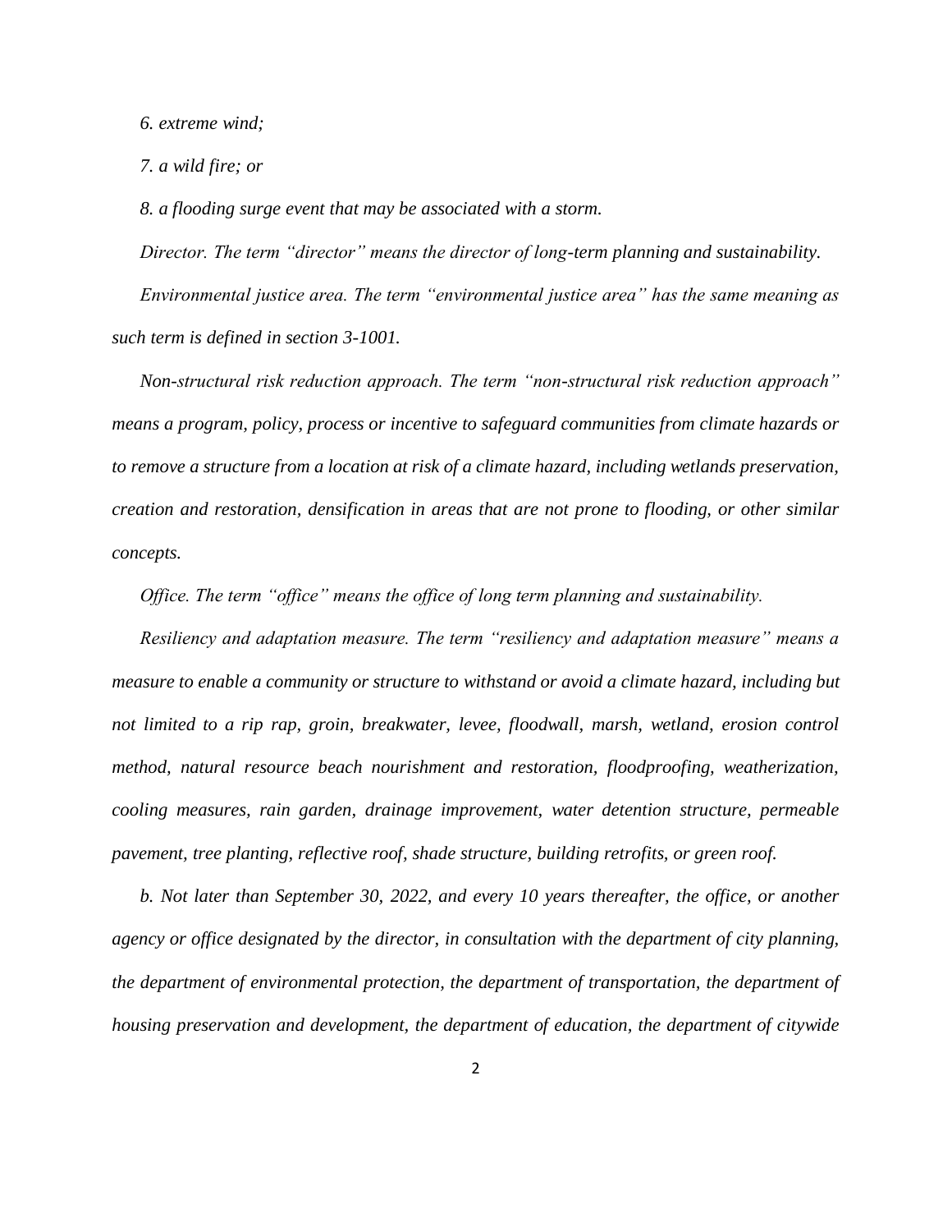*6. extreme wind;*

*7. a wild fire; or*

*8. a flooding surge event that may be associated with a storm.*

*Director. The term "director" means the director of long-term planning and sustainability.*

*Environmental justice area. The term "environmental justice area" has the same meaning as such term is defined in section 3-1001.*

*Non-structural risk reduction approach. The term "non-structural risk reduction approach" means a program, policy, process or incentive to safeguard communities from climate hazards or to remove a structure from a location at risk of a climate hazard, including wetlands preservation, creation and restoration, densification in areas that are not prone to flooding, or other similar concepts.*

*Office. The term "office" means the office of long term planning and sustainability.*

*Resiliency and adaptation measure. The term "resiliency and adaptation measure" means a measure to enable a community or structure to withstand or avoid a climate hazard, including but not limited to a rip rap, groin, breakwater, levee, floodwall, marsh, wetland, erosion control method, natural resource beach nourishment and restoration, floodproofing, weatherization, cooling measures, rain garden, drainage improvement, water detention structure, permeable pavement, tree planting, reflective roof, shade structure, building retrofits, or green roof.*

*b. Not later than September 30, 2022, and every 10 years thereafter, the office, or another agency or office designated by the director, in consultation with the department of city planning, the department of environmental protection, the department of transportation, the department of housing preservation and development, the department of education, the department of citywide*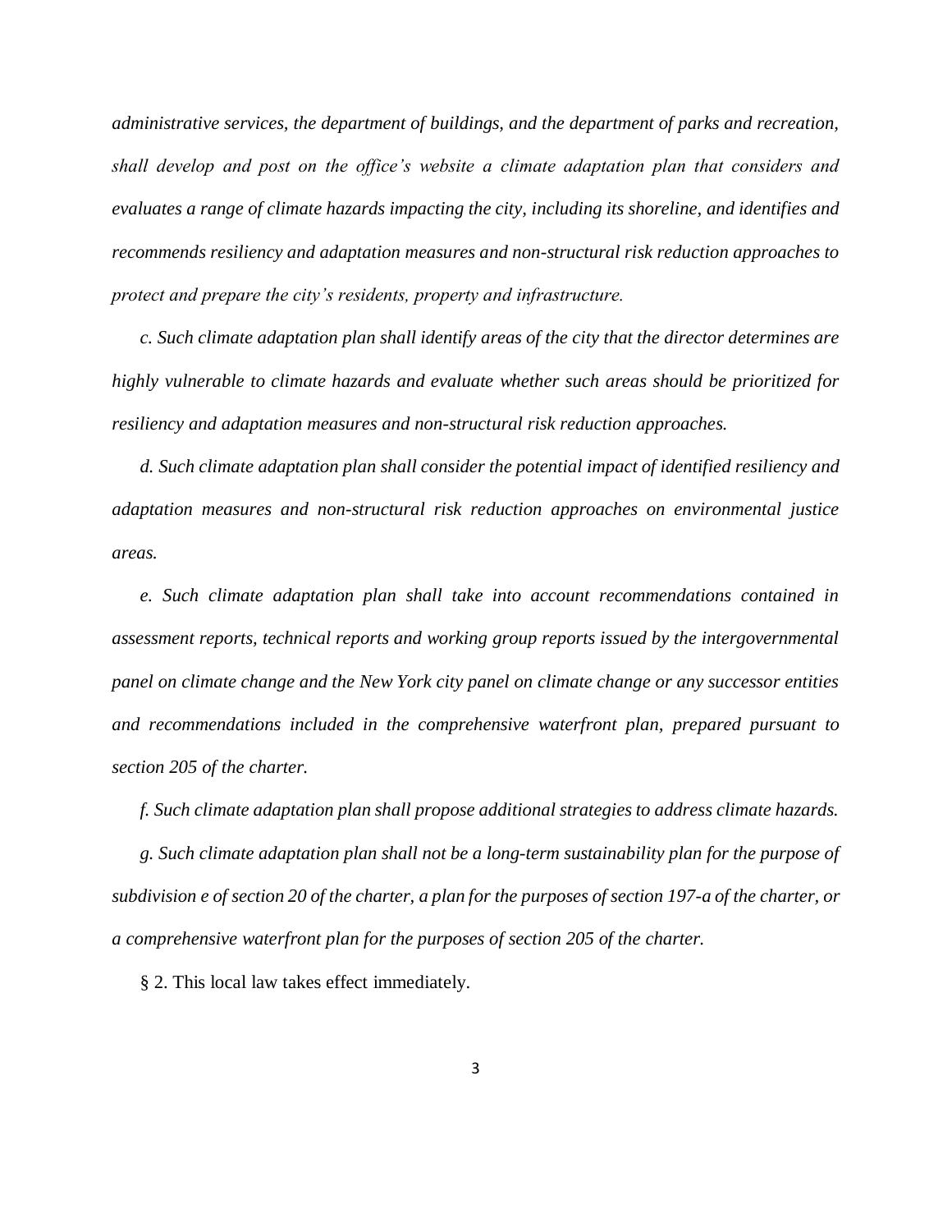*administrative services, the department of buildings, and the department of parks and recreation, shall develop and post on the office's website a climate adaptation plan that considers and evaluates a range of climate hazards impacting the city, including its shoreline, and identifies and recommends resiliency and adaptation measures and non-structural risk reduction approaches to protect and prepare the city's residents, property and infrastructure.*

*c. Such climate adaptation plan shall identify areas of the city that the director determines are highly vulnerable to climate hazards and evaluate whether such areas should be prioritized for resiliency and adaptation measures and non-structural risk reduction approaches.*

*d. Such climate adaptation plan shall consider the potential impact of identified resiliency and adaptation measures and non-structural risk reduction approaches on environmental justice areas.*

*e. Such climate adaptation plan shall take into account recommendations contained in assessment reports, technical reports and working group reports issued by the intergovernmental panel on climate change and the New York city panel on climate change or any successor entities and recommendations included in the comprehensive waterfront plan, prepared pursuant to section 205 of the charter.*

*f. Such climate adaptation plan shall propose additional strategies to address climate hazards.*

*g. Such climate adaptation plan shall not be a long-term sustainability plan for the purpose of subdivision e of section 20 of the charter, a plan for the purposes of section 197-a of the charter, or a comprehensive waterfront plan for the purposes of section 205 of the charter.*

§ 2. This local law takes effect immediately.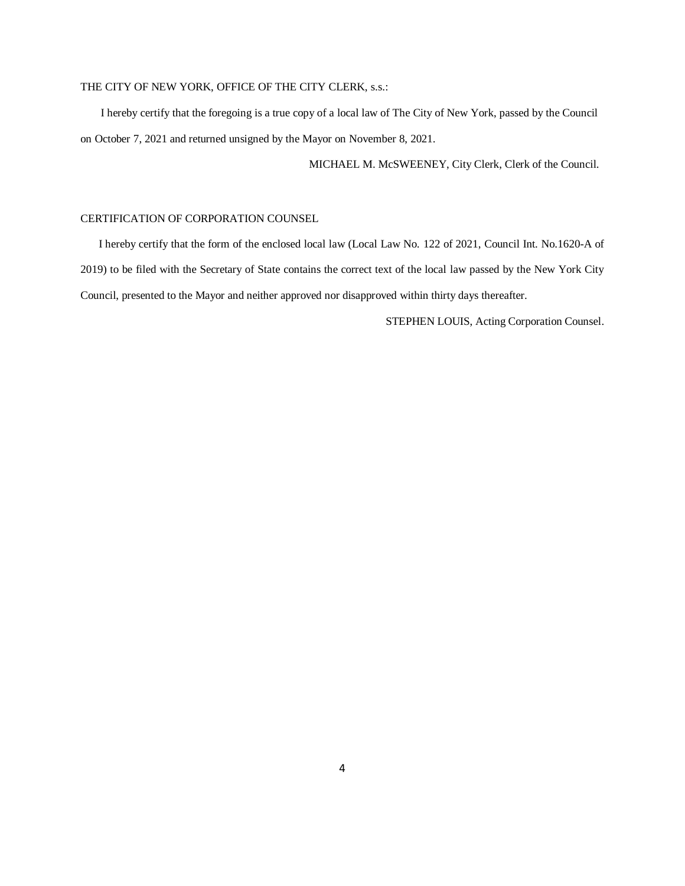THE CITY OF NEW YORK, OFFICE OF THE CITY CLERK, s.s.:

I hereby certify that the foregoing is a true copy of a local law of The City of New York, passed by the Council on October 7, 2021 and returned unsigned by the Mayor on November 8, 2021.

MICHAEL M. McSWEENEY, City Clerk, Clerk of the Council.

CERTIFICATION OF CORPORATION COUNSEL

I hereby certify that the form of the enclosed local law (Local Law No. 122 of 2021, Council Int. No.1620-A of 2019) to be filed with the Secretary of State contains the correct text of the local law passed by the New York City Council, presented to the Mayor and neither approved nor disapproved within thirty days thereafter.

STEPHEN LOUIS, Acting Corporation Counsel.